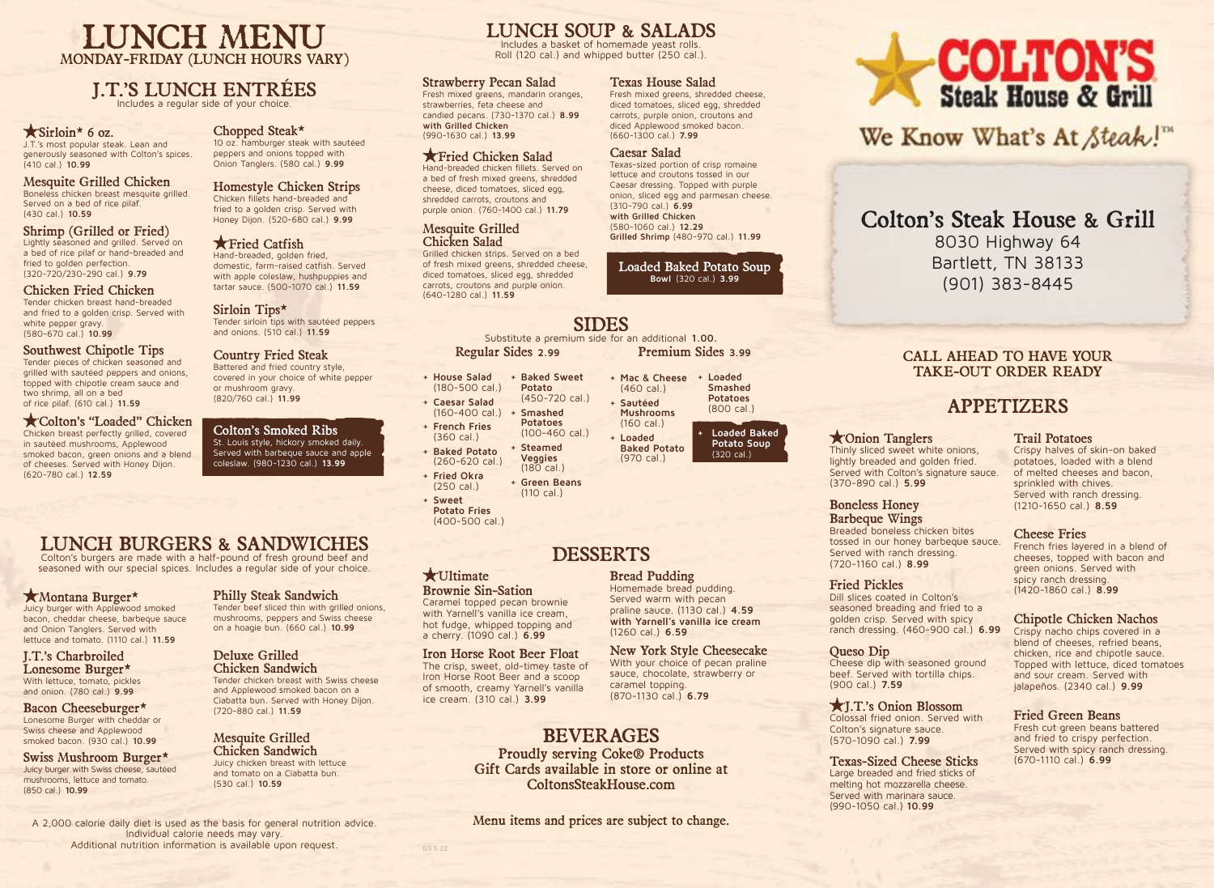# LUNCH MENU

MONDAY-FRIDAY (LUNCH HOURS VARY)

## J.T.'S LUNCH ENTRÉES

Includes a regular side of your choice.

### ★Sirloin* 6 oz.

J.T.'s most popular steak. Lean and generously seasoned with Colton's spices. (410 cal.) **10.99**

### Mesquite Grilled Chicken

Boneless chicken breast mesquite grilled. Served on a bed of rice pilaf. (430 cal.) **10.59**

### Shrimp (Grilled or Fried)

Lightly seasoned and grilled. Served on a bed of rice pilaf or hand-breaded and fried to golden perfection. (320-720/230-290 cal.) **9.79**

### Chicken Fried Chicken

Tender chicken breast hand-breaded and fried to a golden crisp. Served with white pepper gravy. (580-670 cal.) **10.99**

### Southwest Chipotle Tips

Tender pieces of chicken seasoned and grilled with sautéed peppers and onions, topped with chipotle cream sauce and two shrimp, all on a bed of rice pilaf. (610 cal.) **11.59**

### ★Colton's "Loaded" Chicken

Chicken breast perfectly grilled, covered in sautéed mushrooms, Applewood smoked bacon, green onions and a blend of cheeses. Served with Honey Dijon. (620-780 cal.) **12.59**

### Chopped Steak*

10 oz. hamburger steak with sautéed peppers and onions topped with Onion Tanglers. (580 cal.) **9.99**

### Homestyle Chicken Strips

Chicken fillets hand-breaded and fried to a golden crisp. Served with Honey Dijon. (520-680 cal.) **9.99**

### ★Fried Catfish

Hand-breaded, golden fried, domestic, farm-raised catfish. Served with apple coleslaw, hushpuppies and tartar sauce. (500-1070 cal.) **11.59**

### Sirloin Tips*

Tender sirloin tips with sautéed peppers and onions. (510 cal.) **11.59**

### Country Fried Steak

Battered and fried country style, covered in your choice of white pepper or mushroom gravy. (820/760 cal.) **11.99**

### Colton's Smoked Ribs

St. Louis style, hickory smoked daily. Served with barbeque sauce and apple coleslaw. (980-1230 cal.) **13.99**

## LUNCH BURGERS & SANDWICHES

Colton's burgers are made with a half-pound of fresh ground beef and seasoned with our special spices. Includes a regular side of your choice.

### ★Montana Burger*

Juicy burger with Applewood smoked bacon, cheddar cheese, barbeque sauce and Onion Tanglers. Served with lettuce and tomato. (1110 cal.) **11.59**

### J.T.'s Charbroiled Lonesome Burger*

With lettuce, tomato, pickles and onion. (780 cal.) **9.99**

### Bacon Cheeseburger*

Lonesome Burger with cheddar or Swiss cheese and Applewood smoked bacon. (930 cal.) **10.99**

### Swiss Mushroom Burger*

Juicy burger with Swiss cheese, sautéed mushrooms, lettuce and tomato. (850 cal.) **10.99**

### Philly Steak Sandwich

Tender beef sliced thin with grilled onions, mushrooms, peppers and Swiss cheese on a hoagie bun. (660 cal.) **10.99**

### Deluxe Grilled Chicken Sandwich

Tender chicken breast with Swiss cheese and Applewood smoked bacon on a Ciabatta bun. Served with Honey Dijon. (720-880 cal.) **11.59**

### Mesquite Grilled Chicken Sandwich

Juicy chicken breast with lettuce and tomato on a Ciabatta bun. (530 cal.) **10.59**

A 2,000 calorie daily diet is used as the basis for general nutrition advice. Individual calorie needs may vary. Additional nutrition information is available upon request.

## LUNCH SOUP & SALADS

Includes a basket of homemade yeast rolls. Roll (120 cal.) and whipped butter (250 cal.).

### Strawberry Pecan Salad

Fresh mixed greens, mandarin oranges, strawberries, feta cheese and candied pecans. (730-1370 cal.) **8.99**
**with Grilled Chicken** (990-1630 cal.) **13.99**

### ★Fried Chicken Salad

Hand-breaded chicken fillets. Served on a bed of fresh mixed greens, shredded cheese, diced tomatoes, sliced egg, shredded carrots, croutons and purple onion. (760-1400 cal.) **11.79**

### Mesquite Grilled Chicken Salad

Grilled chicken strips. Served on a bed of fresh mixed greens, shredded cheese, diced tomatoes, sliced egg, shredded carrots, croutons and purple onion. (640-1280 cal.) **11.59**

### Texas House Salad

Fresh mixed greens, shredded cheese, diced tomatoes, sliced egg, shredded carrots, purple onion, croutons and diced Applewood smoked bacon. (660-1300 cal.) **7.99**

### Caesar Salad

Texas-sized portion of crisp romaine lettuce and croutons tossed in our Caesar dressing. Topped with purple onion, sliced egg and parmesan cheese. (310-790 cal.) **6.99**
**with Grilled Chicken** (580-1060 cal.) **12.29**
**Grilled Shrimp** (480-970 cal.) **11.99**

### Loaded Baked Potato Soup

**Bowl** (320 cal.) **3.99**

## SIDES

Substitute a premium side for an additional **1.00.**

### Regular Sides 2.99

- House Salad (180-500 cal.)
- Caesar Salad (160-400 cal.)
- French Fries (360 cal.)
- Baked Potato (260-620 cal.)
- Fried Okra (250 cal.)
- Sweet Potato Fries (400-500 cal.)
- Baked Sweet Potato (450-720 cal.)
- Smashed Potatoes (100-460 cal.)
- Steamed Veggies (180 cal.)
- Green Beans (110 cal.)

### Premium Sides 3.99

- Mac & Cheese (460 cal.)
- Sautéed Mushrooms (160 cal.)
- Loaded Baked Potato (970 cal.)
- Loaded Smashed Potatoes (800 cal.)
- Loaded Baked Potato Soup (320 cal.)

## DESSERTS

### ★Ultimate Brownie Sin-Sation

Caramel topped pecan brownie with Yarnell's vanilla ice cream, hot fudge, whipped topping and a cherry. (1090 cal.) **6.99**

### Iron Horse Root Beer Float

The crisp, sweet, old-timey taste of Iron Horse Root Beer and a scoop of smooth, creamy Yarnell's vanilla ice cream. (310 cal.) **3.99**

### Bread Pudding

Homemade bread pudding. Served warm with pecan praline sauce. (1130 cal.) **4.59**
**with Yarnell's vanilla ice cream** (1260 cal.) **6.59**

### New York Style Cheesecake

With your choice of pecan praline sauce, chocolate, strawberry or caramel topping. (870-1130 cal.) **6.79**

## BEVERAGES

**Proudly serving Coke® Products**
**Gift Cards available in store or online at ColtonsSteakHouse.com**

Menu items and prices are subject to change.

D3 5.22

# COLTON'S Steak House & Grill

We Know What's At Steak!™

## Colton's Steak House & Grill

8030 Highway 64
Bartlett, TN 38133
(901) 383-8445

CALL AHEAD TO HAVE YOUR TAKE-OUT ORDER READY

## APPETIZERS

### ★Onion Tanglers

Thinly sliced sweet white onions, lightly breaded and golden fried. Served with Colton's signature sauce. (370-890 cal.) **5.99**

### Boneless Honey Barbeque Wings

Breaded boneless chicken bites tossed in our honey barbeque sauce. Served with ranch dressing. (720-1160 cal.) **8.99**

### Fried Pickles

Dill slices coated in Colton's seasoned breading and fried to a golden crisp. Served with spicy ranch dressing. (460-900 cal.) **6.99**

### Queso Dip

Cheese dip with seasoned ground beef. Served with tortilla chips. (900 cal.) **7.59**

### ★J.T.'s Onion Blossom

Colossal fried onion. Served with Colton's signature sauce. (570-1090 cal.) **7.99**

### Texas-Sized Cheese Sticks

Large breaded and fried sticks of melting hot mozzarella cheese. Served with marinara sauce. (990-1050 cal.) **10.99**

### Trail Potatoes

Crispy halves of skin-on baked potatoes, loaded with a blend of melted cheeses and bacon, sprinkled with chives. Served with ranch dressing. (1210-1650 cal.) **8.59**

### Cheese Fries

French fries layered in a blend of cheeses, topped with bacon and green onions. Served with spicy ranch dressing. (1420-1860 cal.) **8.99**

### Chipotle Chicken Nachos

Crispy nacho chips covered in a blend of cheeses, refried beans, chicken, rice and chipotle sauce. Topped with lettuce, diced tomatoes and sour cream. Served with jalapeños. (2340 cal.) **9.99**

### Fried Green Beans

Fresh cut green beans battered and fried to crispy perfection. Served with spicy ranch dressing. (670-1110 cal.) **6.99**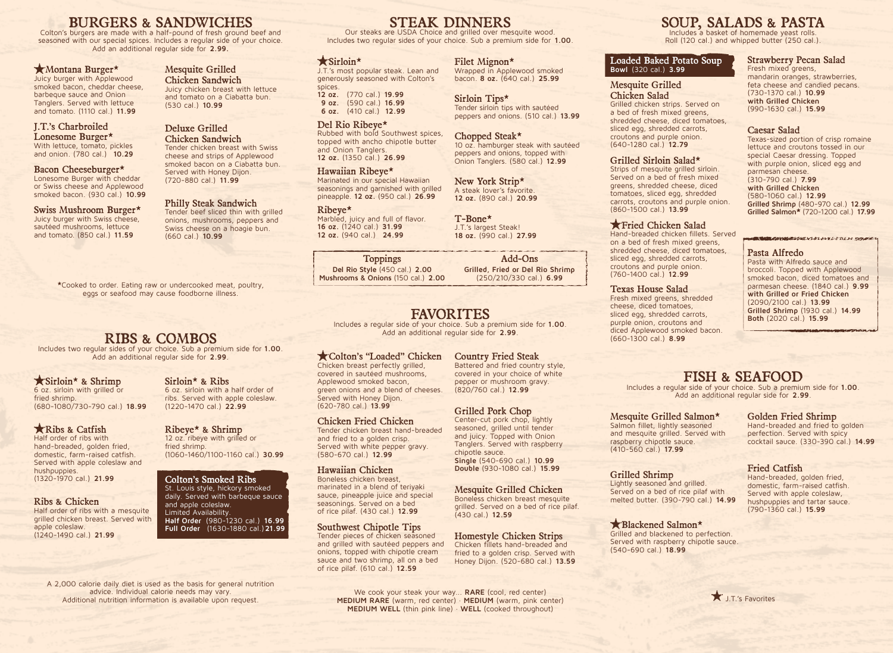# BURGERS & SANDWICHES

Colton's burgers are made with a half-pound of fresh ground beef and seasoned with our special spices. Includes a regular side of your choice. Add an additional regular side for **2.99.**

### ★Montana Burger*
Juicy burger with Applewood smoked bacon, cheddar cheese, barbeque sauce and Onion Tanglers. Served with lettuce and tomato. (1110 cal.) **11.99**

### J.T.'s Charbroiled Lonesome Burger*
With lettuce, tomato, pickles and onion. (780 cal.) **10.29**

### Bacon Cheeseburger*
Lonesome Burger with cheddar or Swiss cheese and Applewood smoked bacon. (930 cal.) **10.99**

### Swiss Mushroom Burger*
Juicy burger with Swiss cheese, sautéed mushrooms, lettuce and tomato. (850 cal.) **11.59**

### Mesquite Grilled Chicken Sandwich
Juicy chicken breast with lettuce and tomato on a Ciabatta bun. (530 cal.) **10.99**

### Deluxe Grilled Chicken Sandwich
Tender chicken breast with Swiss cheese and strips of Applewood smoked bacon on a Ciabatta bun. Served with Honey Dijon. (720-880 cal.) **11.99**

### Philly Steak Sandwich
Tender beef sliced thin with grilled onions, mushrooms, peppers and Swiss cheese on a hoagie bun. (660 cal.) **10.99**

*Cooked to order. Eating raw or undercooked meat, poultry, eggs or seafood may cause foodborne illness.

# RIBS & COMBOS

Includes two regular sides of your choice. Sub a premium side for **1.00**. Add an additional regular side for **2.99**.

### ★Sirloin* & Shrimp
6 oz. sirloin with grilled or fried shrimp. (680-1080/730-790 cal.) **18.99**

### ★Ribs & Catfish
Half order of ribs with hand-breaded, golden fried, domestic, farm-raised catfish. Served with apple coleslaw and hushpuppies. (1320-1970 cal.) **21.99**

### Ribs & Chicken
Half order of ribs with a mesquite grilled chicken breast. Served with apple coleslaw. (1240-1490 cal.) **21.99**

### Sirloin* & Ribs
6 oz. sirloin with a half order of ribs. Served with apple coleslaw. (1220-1470 cal.) **22.99**

### Ribeye* & Shrimp
12 oz. ribeye with grilled or fried shrimp. (1060-1460/1100-1160 cal.) **30.99**

### Colton's Smoked Ribs
St. Louis style, hickory smoked daily. Served with barbeque sauce and apple coleslaw. Limited Availability.
**Half Order** (980-1230 cal.) **16.99**
**Full Order** (1630-1880 cal.) **21.99**

A 2,000 calorie daily diet is used as the basis for general nutrition advice. Individual calorie needs may vary. Additional nutrition information is available upon request.

# STEAK DINNERS

Our steaks are USDA Choice and grilled over mesquite wood. Includes two regular sides of your choice. Sub a premium side for **1.00**.

### ★Sirloin*
J.T.'s most popular steak. Lean and generously seasoned with Colton's spices.
**12 oz.** (770 cal.) **19.99**
**9 oz.** (590 cal.) **16.99**
**6 oz.** (410 cal.) **12.99**

### Del Rio Ribeye*
Rubbed with bold Southwest spices, topped with ancho chipotle butter and Onion Tanglers. **12 oz.** (1350 cal.) **26.99**

### Hawaiian Ribeye*
Marinated in our special Hawaiian seasonings and garnished with grilled pineapple. **12 oz.** (950 cal.) **26.99**

### Ribeye*
Marbled, juicy and full of flavor.
**16 oz.** (1240 cal.) **31.99**
**12 oz.** (940 cal.) **24.99**

### Filet Mignon*
Wrapped in Applewood smoked bacon. **8 oz.** (640 cal.) **25.99**

### Sirloin Tips*
Tender sirloin tips with sautéed peppers and onions. (510 cal.) **13.99**

### Chopped Steak*
10 oz. hamburger steak with sautéed peppers and onions, topped with Onion Tanglers. (580 cal.) **12.99**

### New York Strip*
A steak lover's favorite. **12 oz.** (890 cal.) **20.99**

### T-Bone*
J.T.'s largest Steak! **18 oz.** (990 cal.) **27.99**

### Toppings
**Del Rio Style** (450 cal.) **2.00**
**Mushrooms & Onions** (150 cal.) **2.00**

### Add-Ons
**Grilled, Fried or Del Rio Shrimp** (250/210/330 cal.) **6.99**

# FAVORITES

Includes a regular side of your choice. Sub a premium side for **1.00**. Add an additional regular side for **2.99**.

### ★Colton's "Loaded" Chicken
Chicken breast perfectly grilled, covered in sautéed mushrooms, Applewood smoked bacon, green onions and a blend of cheeses. Served with Honey Dijon. (620-780 cal.) **13.99**

### Chicken Fried Chicken
Tender chicken breast hand-breaded and fried to a golden crisp. Served with white pepper gravy. (580-670 cal.) **12.99**

### Hawaiian Chicken
Boneless chicken breast, marinated in a blend of teriyaki sauce, pineapple juice and special seasonings. Served on a bed of rice pilaf. (430 cal.) **12.99**

### Southwest Chipotle Tips
Tender pieces of chicken seasoned and grilled with sautéed peppers and onions, topped with chipotle cream sauce and two shrimp, all on a bed of rice pilaf. (610 cal.) **12.59**

### Country Fried Steak
Battered and fried country style, covered in your choice of white pepper or mushroom gravy. (820/760 cal.) **12.99**

### Grilled Pork Chop
Center-cut pork chop, lightly seasoned, grilled until tender and juicy. Topped with Onion Tanglers. Served with raspberry chipotle sauce.
**Single** (540-690 cal.) **10.99**
**Double** (930-1080 cal.) **15.99**

### Mesquite Grilled Chicken
Boneless chicken breast mesquite grilled. Served on a bed of rice pilaf. (430 cal.) **12.59**

### Homestyle Chicken Strips
Chicken fillets hand-breaded and fried to a golden crisp. Served with Honey Dijon. (520-680 cal.) **13.59**

We cook your steak your way... **RARE** (cool, red center) · **MEDIUM RARE** (warm, red center) · **MEDIUM** (warm, pink center) **MEDIUM WELL** (thin pink line) · **WELL** (cooked throughout)

# SOUP, SALADS & PASTA

Includes a basket of homemade yeast rolls. Roll (120 cal.) and whipped butter (250 cal.).

### Loaded Baked Potato Soup
**Bowl** (320 cal.) **3.99**

### Mesquite Grilled Chicken Salad
Grilled chicken strips. Served on a bed of fresh mixed greens, shredded cheese, diced tomatoes, sliced egg, shredded carrots, croutons and purple onion. (640-1280 cal.) **12.79**

### Grilled Sirloin Salad*
Strips of mesquite grilled sirloin. Served on a bed of fresh mixed greens, shredded cheese, diced tomatoes, sliced egg, shredded carrots, croutons and purple onion. (860-1500 cal.) **13.99**

### ★Fried Chicken Salad
Hand-breaded chicken fillets. Served on a bed of fresh mixed greens, shredded cheese, diced tomatoes, sliced egg, shredded carrots, croutons and purple onion. (760-1400 cal.) **12.99**

### Texas House Salad
Fresh mixed greens, shredded cheese, diced tomatoes, sliced egg, shredded carrots, purple onion, croutons and diced Applewood smoked bacon. (660-1300 cal.) **8.99**

### Strawberry Pecan Salad
Fresh mixed greens, mandarin oranges, strawberries, feta cheese and candied pecans. (730-1370 cal.) **10.99**
**with Grilled Chicken** (990-1630 cal.) **15.99**

### Caesar Salad
Texas-sized portion of crisp romaine lettuce and croutons tossed in our special Caesar dressing. Topped with purple onion, sliced egg and parmesan cheese. (310-790 cal.) **7.99**
**with Grilled Chicken** (580-1060 cal.) **12.99**
**Grilled Shrimp** (480-970 cal.) **12.99**
**Grilled Salmon*** (720-1200 cal.) **17.99**

### Pasta Alfredo
Pasta with Alfredo sauce and broccoli. Topped with Applewood smoked bacon, diced tomatoes and parmesan cheese. (1840 cal.) **9.99**
**with Grilled or Fried Chicken** (2090/2100 cal.) **13.99**
**Grilled Shrimp** (1930 cal.) **14.99**
**Both** (2020 cal.) **15.99**

# FISH & SEAFOOD

Includes a regular side of your choice. Sub a premium side for **1.00**. Add an additional regular side for **2.99**.

### Mesquite Grilled Salmon*
Salmon fillet, lightly seasoned and mesquite grilled. Served with raspberry chipotle sauce. (410-560 cal.) **17.99**

### Grilled Shrimp
Lightly seasoned and grilled. Served on a bed of rice pilaf with melted butter. (390-790 cal.) **14.99**

### ★Blackened Salmon*
Grilled and blackened to perfection. Served with raspberry chipotle sauce. (540-690 cal.) **18.99**

### Golden Fried Shrimp
Hand-breaded and fried to golden perfection. Served with spicy cocktail sauce. (330-390 cal.) **14.99**

### Fried Catfish
Hand-breaded, golden fried, domestic, farm-raised catfish. Served with apple coleslaw, hushpuppies and tartar sauce. (790-1360 cal.) **15.99**

★ J.T.'s Favorites